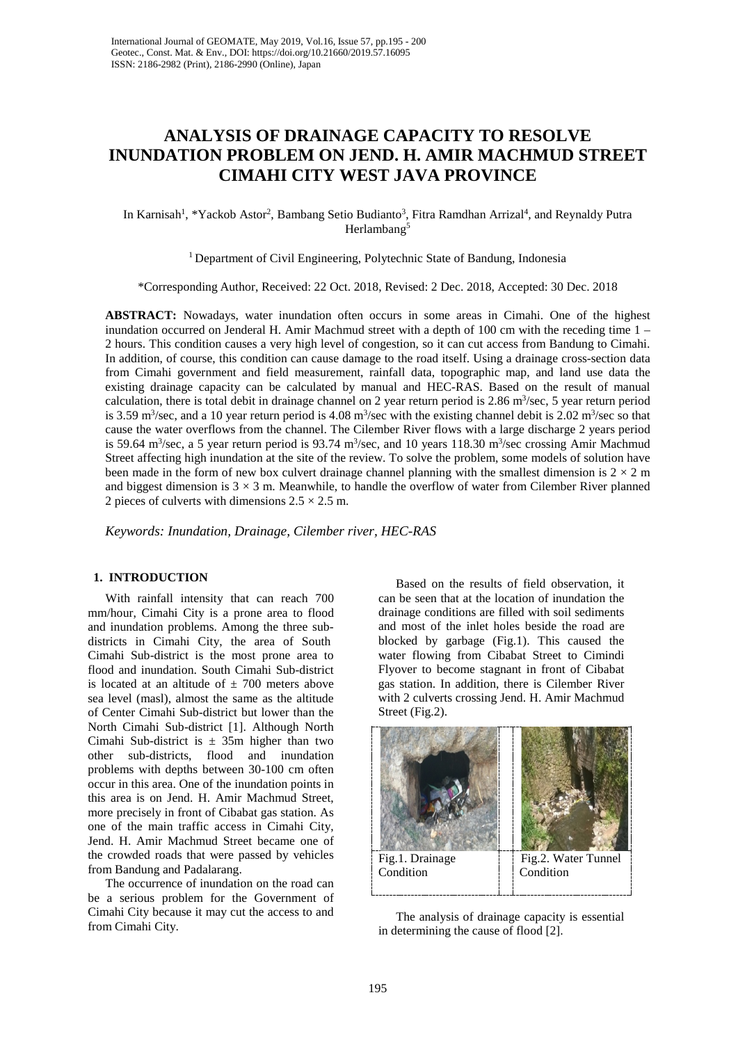# ANALYSIS OF DRAINAGE CAPACITY TO RESOLVE INUNDATION PROBLEM ON JEND. H. AMIR MACHMUD STREET CIMAHI CITY WEST JAVA PROVINCE

In Karnisah[1], *Yackob Astor[2], Bambang Setio Budianto[3], Fitra Ramdhan Arrizal[4], and Reynaldy Putra Herlambang[5]

[1] Department of Civil Engineering, Polytechnic State of Bandung, Indonesia

*Corresponding Author, Received: 22 Oct. 2018, Revised: 2 Dec. 2018, Accepted: 30 Dec. 2018

**ABSTRACT:** Nowadays, water inundation often occurs in some areas in Cimahi. One of the highest inundation occurred on Jenderal H. Amir Machmud street with a depth of 100 cm with the receding time 1 – 2 hours. This condition causes a very high level of congestion, so it can cut access from Bandung to Cimahi. In addition, of course, this condition can cause damage to the road itself. Using a drainage cross-section data from Cimahi government and field measurement, rainfall data, topographic map, and land use data the existing drainage capacity can be calculated by manual and HEC-RAS. Based on the result of manual calculation, there is total debit in drainage channel on 2 year return period is 2.86 $m^3$/sec, 5 year return period is 3.59 $m^3$/sec, and a 10 year return period is 4.08 $m^3$/sec with the existing channel debit is 2.02 $m^3$/sec so that cause the water overflows from the channel. The Cilember River flows with a large discharge 2 years period is 59.64 $m^3$/sec, a 5 year return period is 93.74 $m^3$/sec, and 10 years 118.30 $m^3$/sec crossing Amir Machmud Street affecting high inundation at the site of the review. To solve the problem, some models of solution have been made in the form of new box culvert drainage channel planning with the smallest dimension is $2 \times 2$ m and biggest dimension is $3 \times 3$ m. Meanwhile, to handle the overflow of water from Cilember River planned 2 pieces of culverts with dimensions $2.5 \times 2.5$ m.

*Keywords: Inundation, Drainage, Cilember river, HEC-RAS*

## 1. INTRODUCTION

With rainfall intensity that can reach 700 mm/hour, Cimahi City is a prone area to flood and inundation problems. Among the three sub-districts in Cimahi City, the area of South Cimahi Sub-district is the most prone area to flood and inundation. South Cimahi Sub-district is located at an altitude of ± 700 meters above sea level (masl), almost the same as the altitude of Center Cimahi Sub-district but lower than the North Cimahi Sub-district [1]. Although North Cimahi Sub-district is ± 35m higher than two other sub-districts, flood and inundation problems with depths between 30-100 cm often occur in this area. One of the inundation points in this area is on Jend. H. Amir Machmud Street, more precisely in front of Cibabat gas station. As one of the main traffic access in Cimahi City, Jend. H. Amir Machmud Street became one of the crowded roads that were passed by vehicles from Bandung and Padalarang.

The occurrence of inundation on the road can be a serious problem for the Government of Cimahi City because it may cut the access to and from Cimahi City.

Based on the results of field observation, it can be seen that at the location of inundation the drainage conditions are filled with soil sediments and most of the inlet holes beside the road are blocked by garbage (Fig.1). This caused the water flowing from Cibabat Street to Cimindi Flyover to become stagnant in front of Cibabat gas station. In addition, there is Cilember River with 2 culverts crossing Jend. H. Amir Machmud Street (Fig.2).

Fig.1. Drainage Condition

Fig.2. Water Tunnel Condition

The analysis of drainage capacity is essential in determining the cause of flood [2].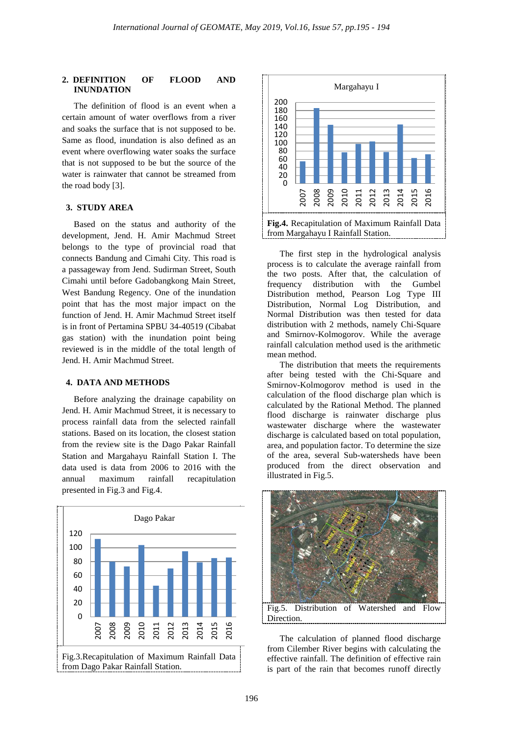## 2. DEFINITION OF FLOOD AND INUNDATION

The definition of flood is an event when a certain amount of water overflows from a river and soaks the surface that is not supposed to be. Same as flood, inundation is also defined as an event where overflowing water soaks the surface that is not supposed to be but the source of the water is rainwater that cannot be streamed from the road body [3].

## 3. STUDY AREA

Based on the status and authority of the development, Jend. H. Amir Machmud Street belongs to the type of provincial road that connects Bandung and Cimahi City. This road is a passageway from Jend. Sudirman Street, South Cimahi until before Gadobangkong Main Street, West Bandung Regency. One of the inundation point that has the most major impact on the function of Jend. H. Amir Machmud Street itself is in front of Pertamina SPBU 34-40519 (Cibabat gas station) with the inundation point being reviewed is in the middle of the total length of Jend. H. Amir Machmud Street.

## 4. DATA AND METHODS

Before analyzing the drainage capability on Jend. H. Amir Machmud Street, it is necessary to process rainfall data from the selected rainfall stations. Based on its location, the closest station from the review site is the Dago Pakar Rainfall Station and Margahayu Rainfall Station I. The data used is data from 2006 to 2016 with the annual maximum rainfall recapitulation presented in Fig.3 and Fig.4.

Fig.3.Recapitulation of Maximum Rainfall Data from Dago Pakar Rainfall Station.

**Fig.4.** Recapitulation of Maximum Rainfall Data from Margahayu I Rainfall Station.

The first step in the hydrological analysis process is to calculate the average rainfall from the two posts. After that, the calculation of frequency distribution with the Gumbel Distribution method, Pearson Log Type III Distribution, Normal Log Distribution, and Normal Distribution was then tested for data distribution with 2 methods, namely Chi-Square and Smirnov-Kolmogorov. While the average rainfall calculation method used is the arithmetic mean method.

The distribution that meets the requirements after being tested with the Chi-Square and Smirnov-Kolmogorov method is used in the calculation of the flood discharge plan which is calculated by the Rational Method. The planned flood discharge is rainwater discharge plus wastewater discharge where the wastewater discharge is calculated based on total population, area, and population factor. To determine the size of the area, several Sub-watersheds have been produced from the direct observation and illustrated in Fig.5.

Fig.5. Distribution of Watershed and Flow Direction.

The calculation of planned flood discharge from Cilember River begins with calculating the effective rainfall. The definition of effective rain is part of the rain that becomes runoff directly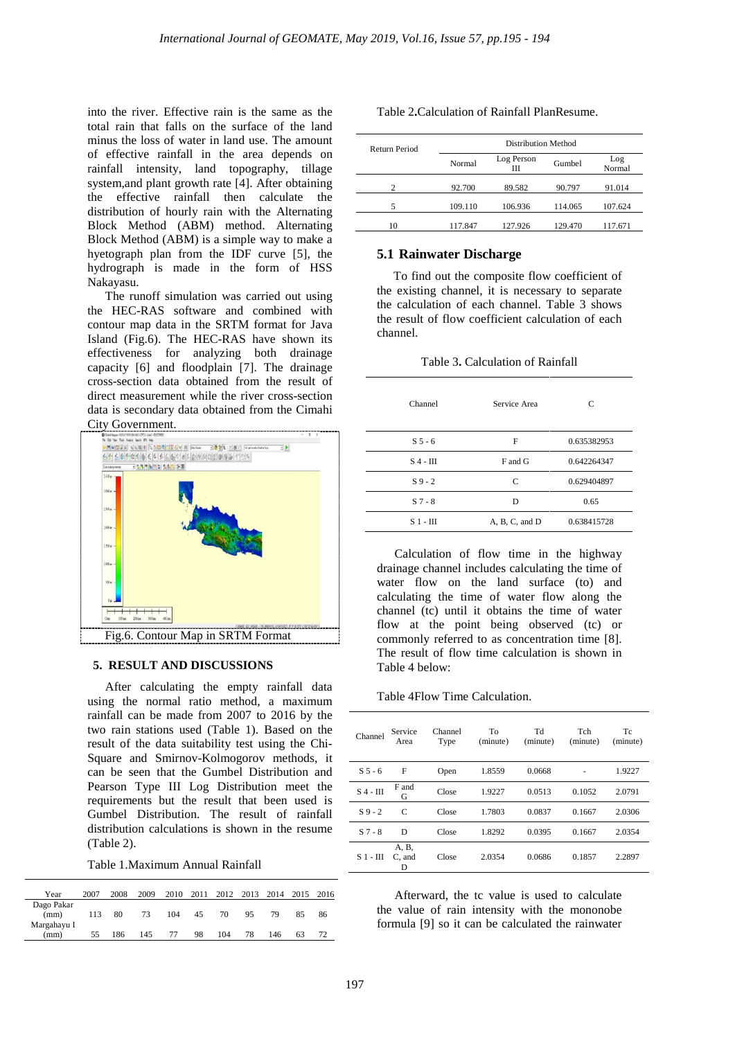into the river. Effective rain is the same as the total rain that falls on the surface of the land minus the loss of water in land use. The amount of effective rainfall in the area depends on rainfall intensity, land topography, tillage system,and plant growth rate [4]. After obtaining the effective rainfall then calculate the distribution of hourly rain with the Alternating Block Method (ABM) method. Alternating Block Method (ABM) is a simple way to make a hyetograph plan from the IDF curve [5], the hydrograph is made in the form of HSS Nakayasu.

The runoff simulation was carried out using the HEC-RAS software and combined with contour map data in the SRTM format for Java Island (Fig.6). The HEC-RAS have shown its effectiveness for analyzing both drainage capacity [6] and floodplain [7]. The drainage cross-section data obtained from the result of direct measurement while the river cross-section data is secondary data obtained from the Cimahi City Government.

Fig.6. Contour Map in SRTM Format

## 5. RESULT AND DISCUSSIONS

After calculating the empty rainfall data using the normal ratio method, a maximum rainfall can be made from 2007 to 2016 by the two rain stations used (Table 1). Based on the result of the data suitability test using the Chi-Square and Smirnov-Kolmogorov methods, it can be seen that the Gumbel Distribution and Pearson Type III Log Distribution meet the requirements but the result that been used is Gumbel Distribution. The result of rainfall distribution calculations is shown in the resume (Table 2).

Table 1.Maximum Annual Rainfall

| Year | 2007 | 2008 | 2009 | 2010 | 2011 | 2012 | 2013 | 2014 | 2015 | 2016 |
|---|---|---|---|---|---|---|---|---|---|---|
| Dago Pakar (mm) | 113 | 80 | 73 | 104 | 45 | 70 | 95 | 79 | 85 | 86 |
| Margahayu I (mm) | 55 | 186 | 145 | 77 | 98 | 104 | 78 | 146 | 63 | 72 |

Table 2.Calculation of Rainfall PlanResume.

| Return Period | Distribution Method | | | |
|---|---|---|---|---|
| | Normal | Log Person III | Gumbel | Log Normal |
| 2 | 92.700 | 89.582 | 90.797 | 91.014 |
| 5 | 109.110 | 106.936 | 114.065 | 107.624 |
| 10 | 117.847 | 127.926 | 129.470 | 117.671 |

### 5.1 Rainwater Discharge

To find out the composite flow coefficient of the existing channel, it is necessary to separate the calculation of each channel. Table 3 shows the result of flow coefficient calculation of each channel.

Table 3. Calculation of Rainfall

| Channel | Service Area | C |
|---|---|---|
| S 5 - 6 | F | 0.635382953 |
| S 4 - III | F and G | 0.642264347 |
| S 9 - 2 | C | 0.629404897 |
| S 7 - 8 | D | 0.65 |
| S 1 - III | A, B, C, and D | 0.638415728 |

Calculation of flow time in the highway drainage channel includes calculating the time of water flow on the land surface (to) and calculating the time of water flow along the channel (tc) until it obtains the time of water flow at the point being observed (tc) or commonly referred to as concentration time [8]. The result of flow time calculation is shown in Table 4 below:

Table 4Flow Time Calculation.

| Channel | Service Area | Channel Type | To (minute) | Td (minute) | Tch (minute) | Tc (minute) |
|---|---|---|---|---|---|---|
| S 5 - 6 | F | Open | 1.8559 | 0.0668 | - | 1.9227 |
| S 4 - III | F and G | Close | 1.9227 | 0.0513 | 0.1052 | 2.0791 |
| S 9 - 2 | C | Close | 1.7803 | 0.0837 | 0.1667 | 2.0306 |
| S 7 - 8 | D | Close | 1.8292 | 0.0395 | 0.1667 | 2.0354 |
| S 1 - III | A, B, C, and D | Close | 2.0354 | 0.0686 | 0.1857 | 2.2897 |

Afterward, the tc value is used to calculate the value of rain intensity with the mononobe formula [9] so it can be calculated the rainwater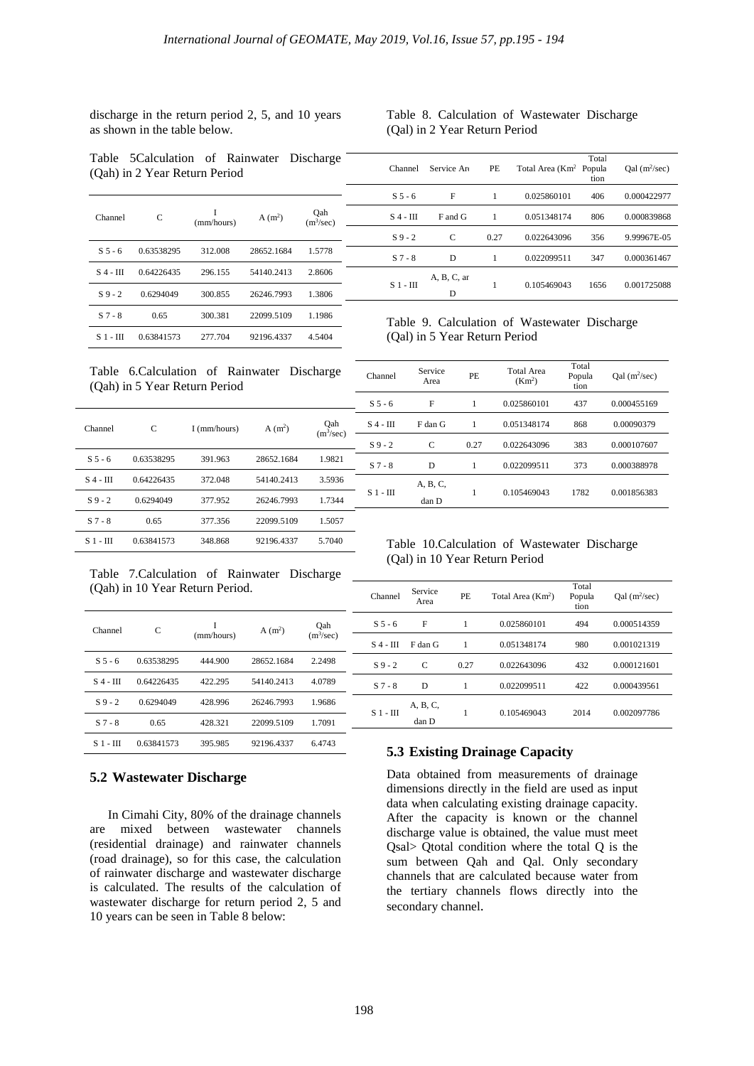discharge in the return period 2, 5, and 10 years as shown in the table below.

Table 5Calculation of Rainwater Discharge (Qah) in 2 Year Return Period

| Channel | C | I (mm/hours) | A ($m^2$) | Qah ($m^3$/sec) |
|---|---|---|---|---|
| S 5 - 6 | 0.63538295 | 312.008 | 28652.1684 | 1.5778 |
| S 4 - III | 0.64226435 | 296.155 | 54140.2413 | 2.8606 |
| S 9 - 2 | 0.6294049 | 300.855 | 26246.7993 | 1.3806 |
| S 7 - 8 | 0.65 | 300.381 | 22099.5109 | 1.1986 |
| S 1 - III | 0.63841573 | 277.704 | 92196.4337 | 4.5404 |

Table 6.Calculation of Rainwater Discharge (Qah) in 5 Year Return Period

| Channel | C | I (mm/hours) | A ($m^2$) | Qah ($m^3$/sec) |
|---|---|---|---|---|
| S 5 - 6 | 0.63538295 | 391.963 | 28652.1684 | 1.9821 |
| S 4 - III | 0.64226435 | 372.048 | 54140.2413 | 3.5936 |
| S 9 - 2 | 0.6294049 | 377.952 | 26246.7993 | 1.7344 |
| S 7 - 8 | 0.65 | 377.356 | 22099.5109 | 1.5057 |
| S 1 - III | 0.63841573 | 348.868 | 92196.4337 | 5.7040 |

Table 7.Calculation of Rainwater Discharge (Qah) in 10 Year Return Period.

| Channel | C | I (mm/hours) | A ($m^2$) | Qah ($m^3$/sec) |
|---|---|---|---|---|
| S 5 - 6 | 0.63538295 | 444.900 | 28652.1684 | 2.2498 |
| S 4 - III | 0.64226435 | 422.295 | 54140.2413 | 4.0789 |
| S 9 - 2 | 0.6294049 | 428.996 | 26246.7993 | 1.9686 |
| S 7 - 8 | 0.65 | 428.321 | 22099.5109 | 1.7091 |
| S 1 - III | 0.63841573 | 395.985 | 92196.4337 | 6.4743 |

## 5.2 Wastewater Discharge

In Cimahi City, 80% of the drainage channels are mixed between wastewater channels (residential drainage) and rainwater channels (road drainage), so for this case, the calculation of rainwater discharge and wastewater discharge is calculated. The results of the calculation of wastewater discharge for return period 2, 5 and 10 years can be seen in Table 8 below:

Table 8. Calculation of Wastewater Discharge (Qal) in 2 Year Return Period

| Channel | Service Are | PE | Total Area ($Km^2$ | Total Population | Qal ($m^2$/sec) |
|---|---|---|---|---|---|
| S 5 - 6 | F | 1 | 0.025860101 | 406 | 0.000422977 |
| S 4 - III | F and G | 1 | 0.051348174 | 806 | 0.000839868 |
| S 9 - 2 | C | 0.27 | 0.022643096 | 356 | 9.99967E-05 |
| S 7 - 8 | D | 1 | 0.022099511 | 347 | 0.000361467 |
| S 1 - III | A, B, C, ar D | 1 | 0.105469043 | 1656 | 0.001725088 |

Table 9. Calculation of Wastewater Discharge (Qal) in 5 Year Return Period

| Channel | Service Area | PE | Total Area ($Km^2$) | Total Population | Qal ($m^2$/sec) |
|---|---|---|---|---|---|
| S 5 - 6 | F | 1 | 0.025860101 | 437 | 0.000455169 |
| S 4 - III | F dan G | 1 | 0.051348174 | 868 | 0.00090379 |
| S 9 - 2 | C | 0.27 | 0.022643096 | 383 | 0.000107607 |
| S 7 - 8 | D | 1 | 0.022099511 | 373 | 0.000388978 |
| S 1 - III | A, B, C, dan D | 1 | 0.105469043 | 1782 | 0.001856383 |

Table 10.Calculation of Wastewater Discharge (Qal) in 10 Year Return Period

| Channel | Service Area | PE | Total Area ($Km^2$) | Total Population | Qal ($m^2$/sec) |
|---|---|---|---|---|---|
| S 5 - 6 | F | 1 | 0.025860101 | 494 | 0.000514359 |
| S 4 - III | F dan G | 1 | 0.051348174 | 980 | 0.001021319 |
| S 9 - 2 | C | 0.27 | 0.022643096 | 432 | 0.000121601 |
| S 7 - 8 | D | 1 | 0.022099511 | 422 | 0.000439561 |
| S 1 - III | A, B, C, dan D | 1 | 0.105469043 | 2014 | 0.002097786 |

## 5.3 Existing Drainage Capacity

Data obtained from measurements of drainage dimensions directly in the field are used as input data when calculating existing drainage capacity. After the capacity is known or the channel discharge value is obtained, the value must meet Qsal> Qtotal condition where the total Q is the sum between Qah and Qal. Only secondary channels that are calculated because water from the tertiary channels flows directly into the secondary channel.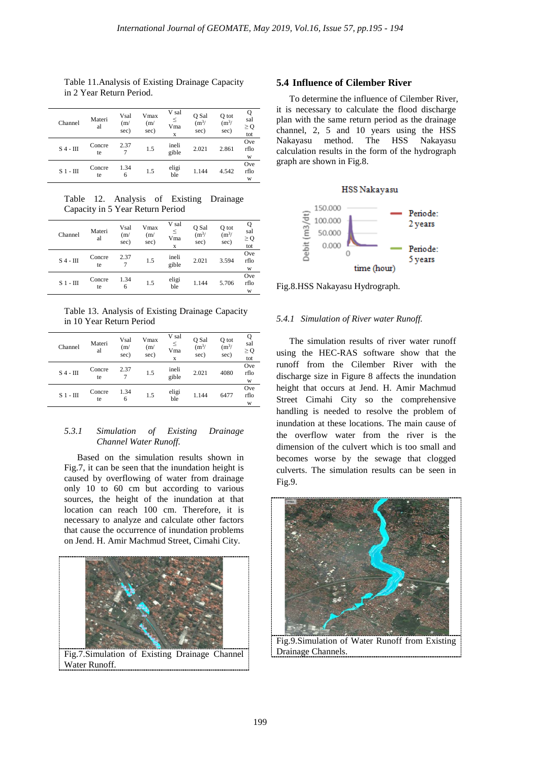Table 11.Analysis of Existing Drainage Capacity in 2 Year Return Period.

| Channel | Material | Vsal (m/sec) | Vmax (m/sec) | V sal ≤ Vmax | Q Sal ($m^3$/sec) | Q tot ($m^3$/sec) | Q sal ≥ Q tot |
|---|---|---|---|---|---|---|---|
| S 4 - III | Concrete | 2.377 | 1.5 | ineligible | 2.021 | 2.861 | Overflow |
| S 1 - III | Concrete | 1.346 | 1.5 | eligible | 1.144 | 4.542 | Overflow |

Table 12. Analysis of Existing Drainage Capacity in 5 Year Return Period

| Channel | Material | Vsal (m/sec) | Vmax (m/sec) | V sal ≤ Vmax | Q Sal ($m^3$/sec) | Q tot ($m^3$/sec) | Q sal ≥ Q tot |
|---|---|---|---|---|---|---|---|
| S 4 - III | Concrete | 2.377 | 1.5 | ineligible | 2.021 | 3.594 | Overflow |
| S 1 - III | Concrete | 1.346 | 1.5 | eligible | 1.144 | 5.706 | Overflow |

Table 13. Analysis of Existing Drainage Capacity in 10 Year Return Period

| Channel | Material | Vsal (m/sec) | Vmax (m/sec) | V sal ≤ Vmax | Q Sal ($m^3$/sec) | Q tot ($m^3$/sec) | Q sal ≥ Q tot |
|---|---|---|---|---|---|---|---|
| S 4 - III | Concrete | 2.377 | 1.5 | ineligible | 2.021 | 4080 | Overflow |
| S 1 - III | Concrete | 1.346 | 1.5 | eligible | 1.144 | 6477 | Overflow |

#### *5.3.1 Simulation of Existing Drainage Channel Water Runoff.*

Based on the simulation results shown in Fig.7, it can be seen that the inundation height is caused by overflowing of water from drainage only 10 to 60 cm but according to various sources, the height of the inundation at that location can reach 100 cm. Therefore, it is necessary to analyze and calculate other factors that cause the occurrence of inundation problems on Jend. H. Amir Machmud Street, Cimahi City.

Fig.7.Simulation of Existing Drainage Channel Water Runoff.

### 5.4 Influence of Cilember River

To determine the influence of Cilember River, it is necessary to calculate the flood discharge plan with the same return period as the drainage channel, 2, 5 and 10 years using the HSS Nakayasu method. The HSS Nakayasu calculation results in the form of the hydrograph graph are shown in Fig.8.

Fig.8.HSS Nakayasu Hydrograph.

#### *5.4.1 Simulation of River water Runoff.*

The simulation results of river water runoff using the HEC-RAS software show that the runoff from the Cilember River with the discharge size in Figure 8 affects the inundation height that occurs at Jend. H. Amir Machmud Street Cimahi City so the comprehensive handling is needed to resolve the problem of inundation at these locations. The main cause of the overflow water from the river is the dimension of the culvert which is too small and becomes worse by the sewage that clogged culverts. The simulation results can be seen in Fig.9.

Fig.9.Simulation of Water Runoff from Existing Drainage Channels.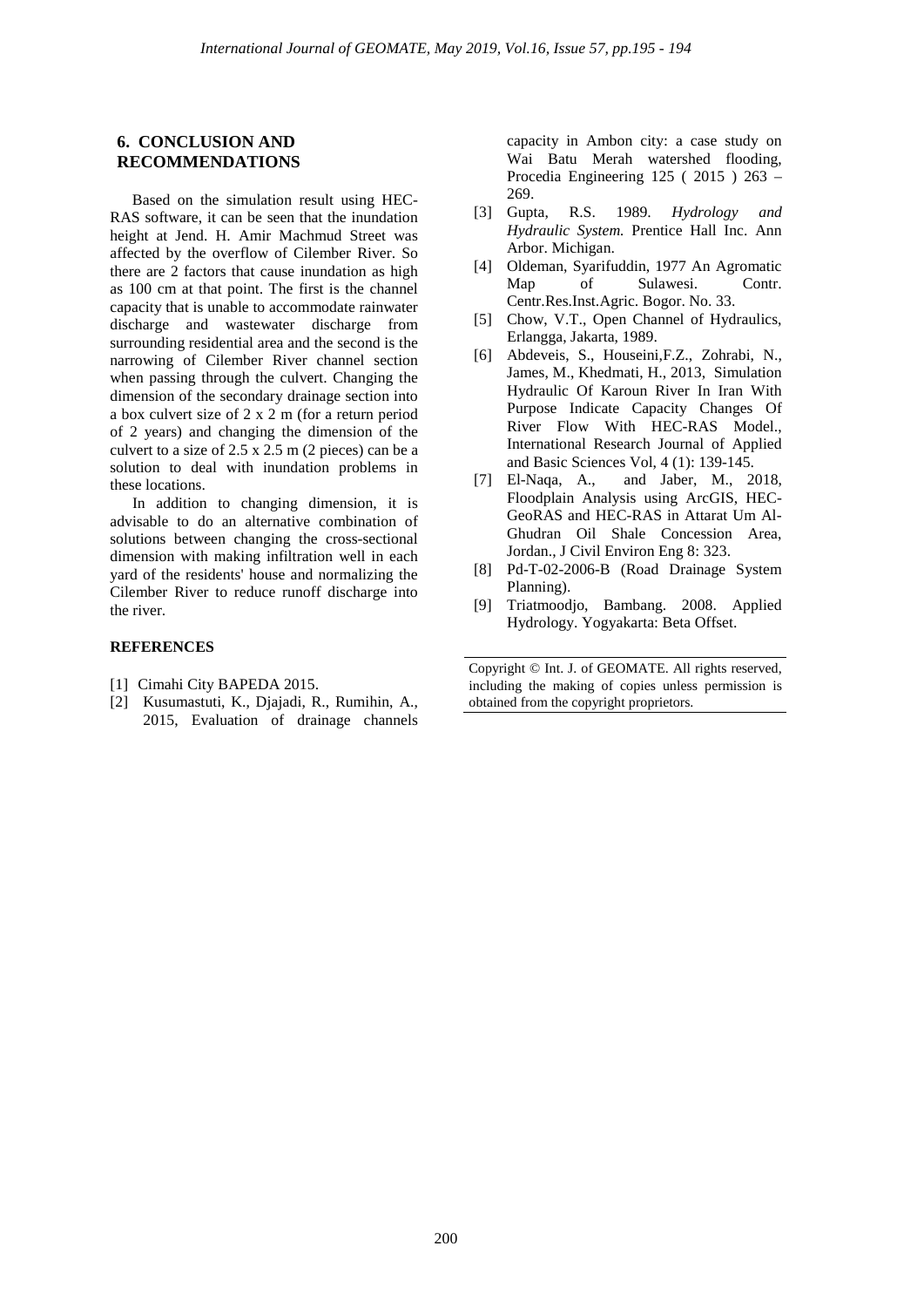## 6. CONCLUSION AND RECOMMENDATIONS

Based on the simulation result using HEC-RAS software, it can be seen that the inundation height at Jend. H. Amir Machmud Street was affected by the overflow of Cilember River. So there are 2 factors that cause inundation as high as 100 cm at that point. The first is the channel capacity that is unable to accommodate rainwater discharge and wastewater discharge from surrounding residential area and the second is the narrowing of Cilember River channel section when passing through the culvert. Changing the dimension of the secondary drainage section into a box culvert size of 2 x 2 m (for a return period of 2 years) and changing the dimension of the culvert to a size of 2.5 x 2.5 m (2 pieces) can be a solution to deal with inundation problems in these locations.

In addition to changing dimension, it is advisable to do an alternative combination of solutions between changing the cross-sectional dimension with making infiltration well in each yard of the residents' house and normalizing the Cilember River to reduce runoff discharge into the river.

### REFERENCES

[1] Cimahi City BAPEDA 2015.

[2] Kusumastuti, K., Djajadi, R., Rumihin, A., 2015, Evaluation of drainage channels capacity in Ambon city: a case study on Wai Batu Merah watershed flooding, Procedia Engineering 125 ( 2015 ) 263 – 269.

[3] Gupta, R.S. 1989. *Hydrology and Hydraulic System.* Prentice Hall Inc. Ann Arbor. Michigan.

[4] Oldeman, Syarifuddin, 1977 An Agromatic Map of Sulawesi. Contr. Centr.Res.Inst.Agric. Bogor. No. 33.

[5] Chow, V.T., Open Channel of Hydraulics, Erlangga, Jakarta, 1989.

[6] Abdeveis, S., Houseini,F.Z., Zohrabi, N., James, M., Khedmati, H., 2013, Simulation Hydraulic Of Karoun River In Iran With Purpose Indicate Capacity Changes Of River Flow With HEC-RAS Model., International Research Journal of Applied and Basic Sciences Vol, 4 (1): 139-145.

[7] El-Naqa, A., and Jaber, M., 2018, Floodplain Analysis using ArcGIS, HEC-GeoRAS and HEC-RAS in Attarat Um Al-Ghudran Oil Shale Concession Area, Jordan., J Civil Environ Eng 8: 323.

[8] Pd-T-02-2006-B (Road Drainage System Planning).

[9] Triatmoodjo, Bambang. 2008. Applied Hydrology. Yogyakarta: Beta Offset.

Copyright © Int. J. of GEOMATE. All rights reserved, including the making of copies unless permission is obtained from the copyright proprietors.